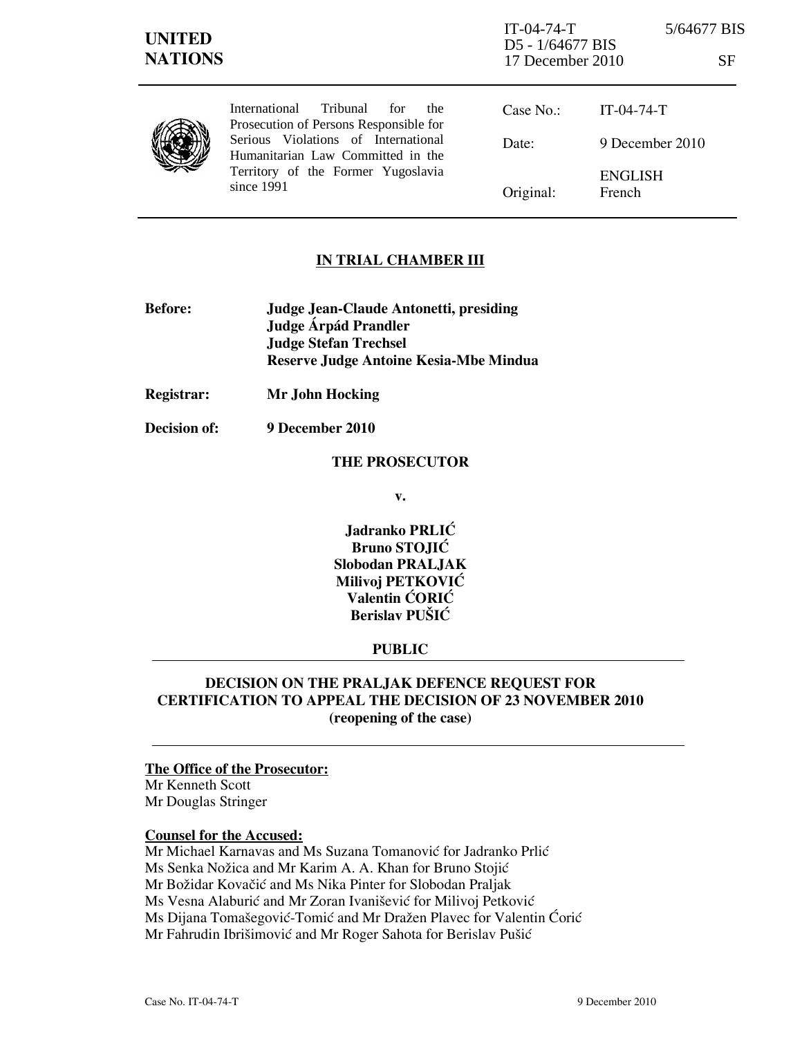**UNITED NATIONS**

IT-04-74-T 5/64677 BIS
D5 - 1/64677 BIS
17 December 2010 SF

International Tribunal for the Prosecution of Persons Responsible for Serious Violations of International Humanitarian Law Committed in the Territory of the Former Yugoslavia since 1991

| | |
|---|---|
| Case No.: | IT-04-74-T |
| Date: | 9 December 2010 |
| Original: | ENGLISH French |

## IN TRIAL CHAMBER III

**Before:** **Judge Jean-Claude Antonetti, presiding**
**Judge Árpád Prandler**
**Judge Stefan Trechsel**
**Reserve Judge Antoine Kesia-Mbe Mindua**

**Registrar:** **Mr John Hocking**

**Decision of:** **9 December 2010**

**THE PROSECUTOR**

**v.**

**Jadranko PRLIĆ**
**Bruno STOJIĆ**
**Slobodan PRALJAK**
**Milivoj PETKOVIĆ**
**Valentin ĆORIĆ**
**Berislav PUŠIĆ**

**PUBLIC**

**DECISION ON THE PRALJAK DEFENCE REQUEST FOR CERTIFICATION TO APPEAL THE DECISION OF 23 NOVEMBER 2010 (reopening of the case)**

**The Office of the Prosecutor:**
Mr Kenneth Scott
Mr Douglas Stringer

**Counsel for the Accused:**
Mr Michael Karnavas and Ms Suzana Tomanović for Jadranko Prlić
Ms Senka Nožica and Mr Karim A. A. Khan for Bruno Stojić
Mr Božidar Kovačić and Ms Nika Pinter for Slobodan Praljak
Ms Vesna Alaburić and Mr Zoran Ivanišević for Milivoj Petković
Ms Dijana Tomašegović-Tomić and Mr Dražen Plavec for Valentin Ćorić
Mr Fahrudin Ibrišimović and Mr Roger Sahota for Berislav Pušić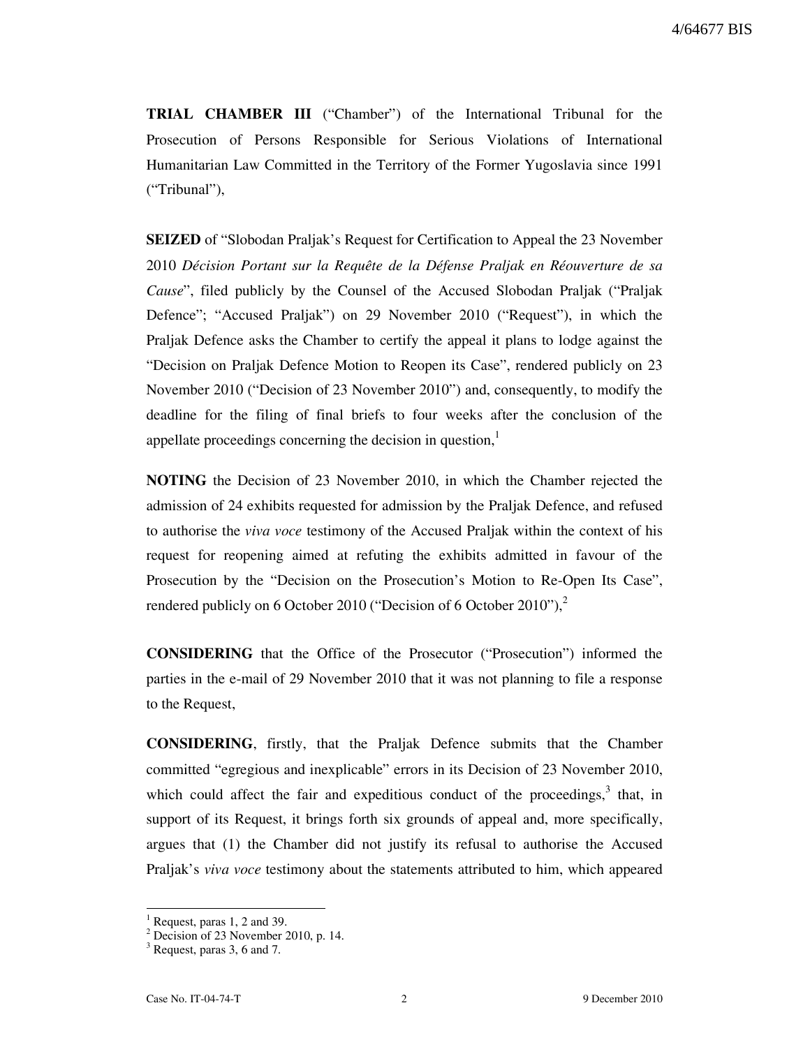**TRIAL CHAMBER III** ("Chamber") of the International Tribunal for the Prosecution of Persons Responsible for Serious Violations of International Humanitarian Law Committed in the Territory of the Former Yugoslavia since 1991 ("Tribunal"),

**SEIZED** of "Slobodan Praljak's Request for Certification to Appeal the 23 November 2010 *Décision Portant sur la Requête de la Défense Praljak en Réouverture de sa Cause*", filed publicly by the Counsel of the Accused Slobodan Praljak ("Praljak Defence"; "Accused Praljak") on 29 November 2010 ("Request"), in which the Praljak Defence asks the Chamber to certify the appeal it plans to lodge against the "Decision on Praljak Defence Motion to Reopen its Case", rendered publicly on 23 November 2010 ("Decision of 23 November 2010") and, consequently, to modify the deadline for the filing of final briefs to four weeks after the conclusion of the appellate proceedings concerning the decision in question,[1]

**NOTING** the Decision of 23 November 2010, in which the Chamber rejected the admission of 24 exhibits requested for admission by the Praljak Defence, and refused to authorise the *viva voce* testimony of the Accused Praljak within the context of his request for reopening aimed at refuting the exhibits admitted in favour of the Prosecution by the "Decision on the Prosecution's Motion to Re-Open Its Case", rendered publicly on 6 October 2010 ("Decision of 6 October 2010"),[2]

**CONSIDERING** that the Office of the Prosecutor ("Prosecution") informed the parties in the e-mail of 29 November 2010 that it was not planning to file a response to the Request,

**CONSIDERING**, firstly, that the Praljak Defence submits that the Chamber committed "egregious and inexplicable" errors in its Decision of 23 November 2010, which could affect the fair and expeditious conduct of the proceedings,[3] that, in support of its Request, it brings forth six grounds of appeal and, more specifically, argues that (1) the Chamber did not justify its refusal to authorise the Accused Praljak's *viva voce* testimony about the statements attributed to him, which appeared

---

[1] Request, paras 1, 2 and 39.

[2] Decision of 23 November 2010, p. 14.

[3] Request, paras 3, 6 and 7.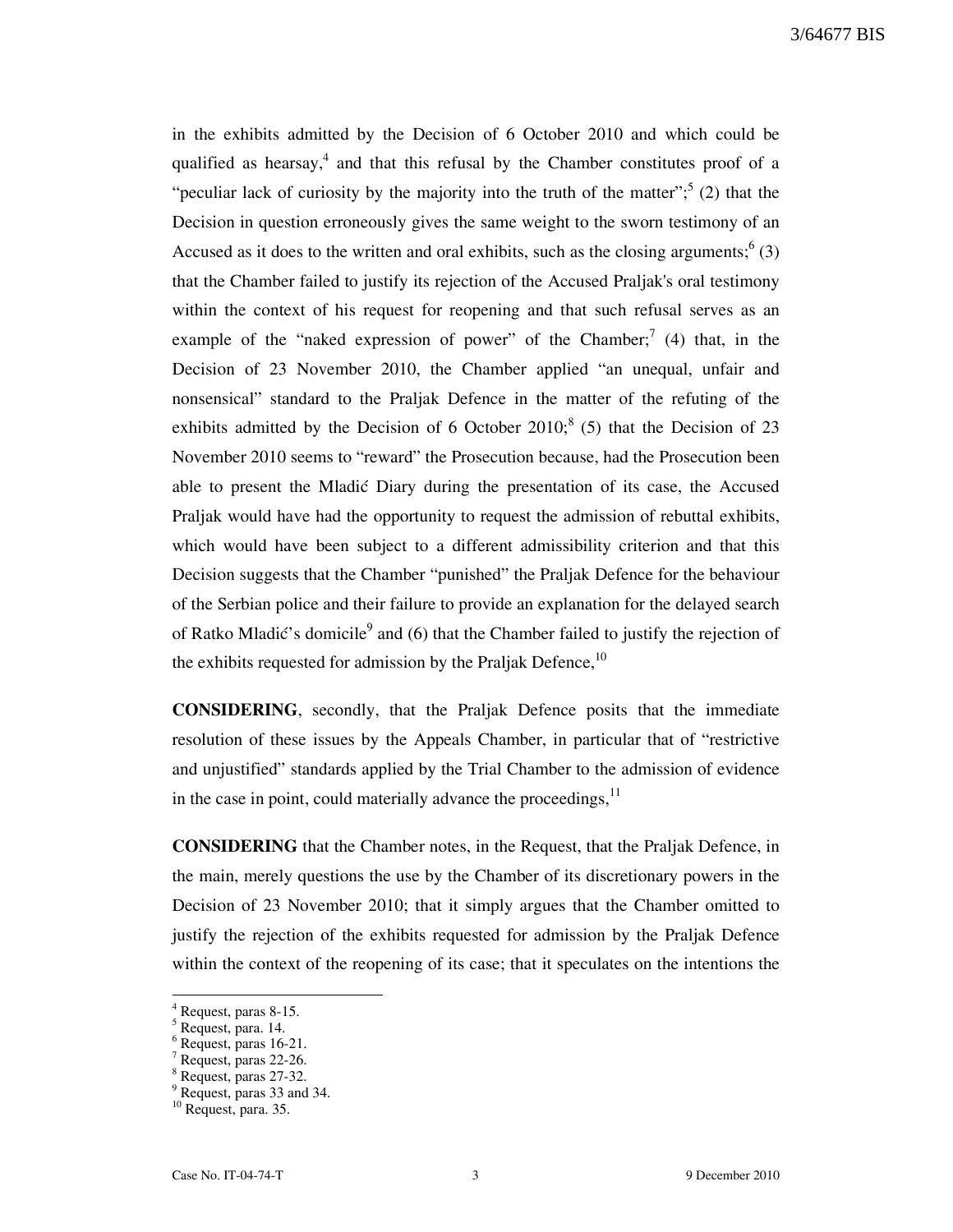in the exhibits admitted by the Decision of 6 October 2010 and which could be qualified as hearsay,[4] and that this refusal by the Chamber constitutes proof of a "peculiar lack of curiosity by the majority into the truth of the matter";[5] (2) that the Decision in question erroneously gives the same weight to the sworn testimony of an Accused as it does to the written and oral exhibits, such as the closing arguments;[6] (3) that the Chamber failed to justify its rejection of the Accused Praljak's oral testimony within the context of his request for reopening and that such refusal serves as an example of the "naked expression of power" of the Chamber;[7] (4) that, in the Decision of 23 November 2010, the Chamber applied "an unequal, unfair and nonsensical" standard to the Praljak Defence in the matter of the refuting of the exhibits admitted by the Decision of 6 October 2010;[8] (5) that the Decision of 23 November 2010 seems to "reward" the Prosecution because, had the Prosecution been able to present the Mladić Diary during the presentation of its case, the Accused Praljak would have had the opportunity to request the admission of rebuttal exhibits, which would have been subject to a different admissibility criterion and that this Decision suggests that the Chamber "punished" the Praljak Defence for the behaviour of the Serbian police and their failure to provide an explanation for the delayed search of Ratko Mladić's domicile[9] and (6) that the Chamber failed to justify the rejection of the exhibits requested for admission by the Praljak Defence,[10]

**CONSIDERING**, secondly, that the Praljak Defence posits that the immediate resolution of these issues by the Appeals Chamber, in particular that of "restrictive and unjustified" standards applied by the Trial Chamber to the admission of evidence in the case in point, could materially advance the proceedings,[11]

**CONSIDERING** that the Chamber notes, in the Request, that the Praljak Defence, in the main, merely questions the use by the Chamber of its discretionary powers in the Decision of 23 November 2010; that it simply argues that the Chamber omitted to justify the rejection of the exhibits requested for admission by the Praljak Defence within the context of the reopening of its case; that it speculates on the intentions the

---

[4] Request, paras 8-15.
[5] Request, para. 14.
[6] Request, paras 16-21.
[7] Request, paras 22-26.
[8] Request, paras 27-32.
[9] Request, paras 33 and 34.
[10] Request, para. 35.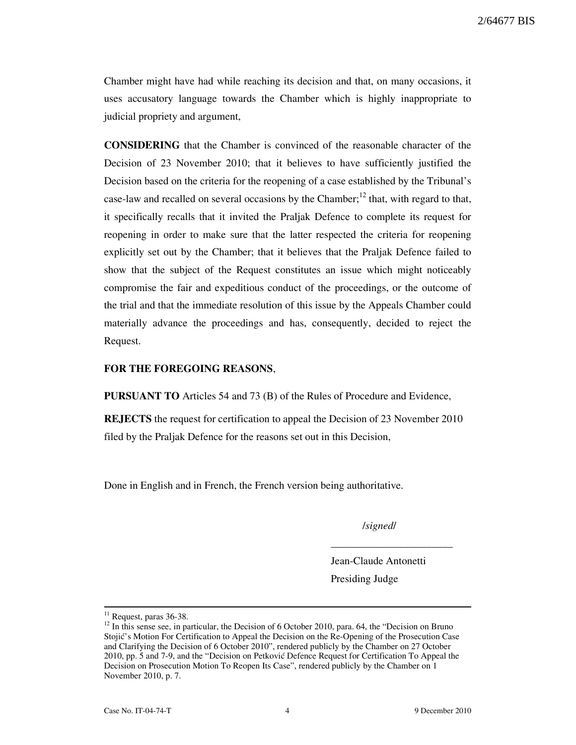Chamber might have had while reaching its decision and that, on many occasions, it uses accusatory language towards the Chamber which is highly inappropriate to judicial propriety and argument,

**CONSIDERING** that the Chamber is convinced of the reasonable character of the Decision of 23 November 2010; that it believes to have sufficiently justified the Decision based on the criteria for the reopening of a case established by the Tribunal's case-law and recalled on several occasions by the Chamber;[12] that, with regard to that, it specifically recalls that it invited the Praljak Defence to complete its request for reopening in order to make sure that the latter respected the criteria for reopening explicitly set out by the Chamber; that it believes that the Praljak Defence failed to show that the subject of the Request constitutes an issue which might noticeably compromise the fair and expeditious conduct of the proceedings, or the outcome of the trial and that the immediate resolution of this issue by the Appeals Chamber could materially advance the proceedings and has, consequently, decided to reject the Request.

**FOR THE FOREGOING REASONS**,

**PURSUANT TO** Articles 54 and 73 (B) of the Rules of Procedure and Evidence,

**REJECTS** the request for certification to appeal the Decision of 23 November 2010 filed by the Praljak Defence for the reasons set out in this Decision,

Done in English and in French, the French version being authoritative.

/*signed*/

\_\_\_\_\_\_\_\_\_\_\_\_\_\_\_\_\_\_\_\_\_\_\_\_

Jean-Claude Antonetti
Presiding Judge

---

[11] Request, paras 36-38.

[12] In this sense see, in particular, the Decision of 6 October 2010, para. 64, the "Decision on Bruno Stojić's Motion For Certification to Appeal the Decision on the Re-Opening of the Prosecution Case and Clarifying the Decision of 6 October 2010", rendered publicly by the Chamber on 27 October 2010, pp. 5 and 7-9, and the "Decision on Petković Defence Request for Certification To Appeal the Decision on Prosecution Motion To Reopen Its Case", rendered publicly by the Chamber on 1 November 2010, p. 7.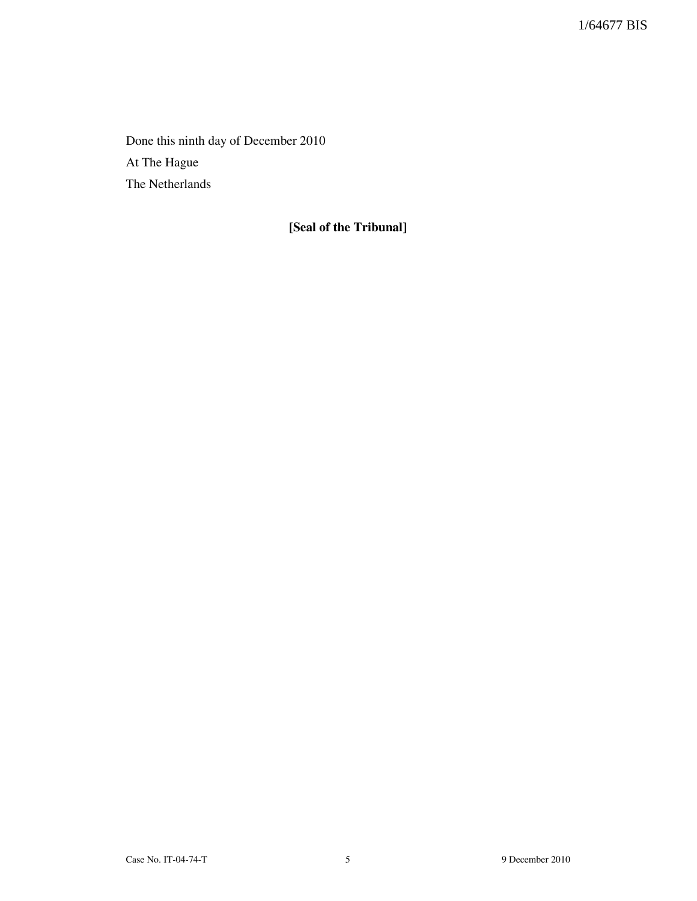Done this ninth day of December 2010
At The Hague
The Netherlands

**[Seal of the Tribunal]**